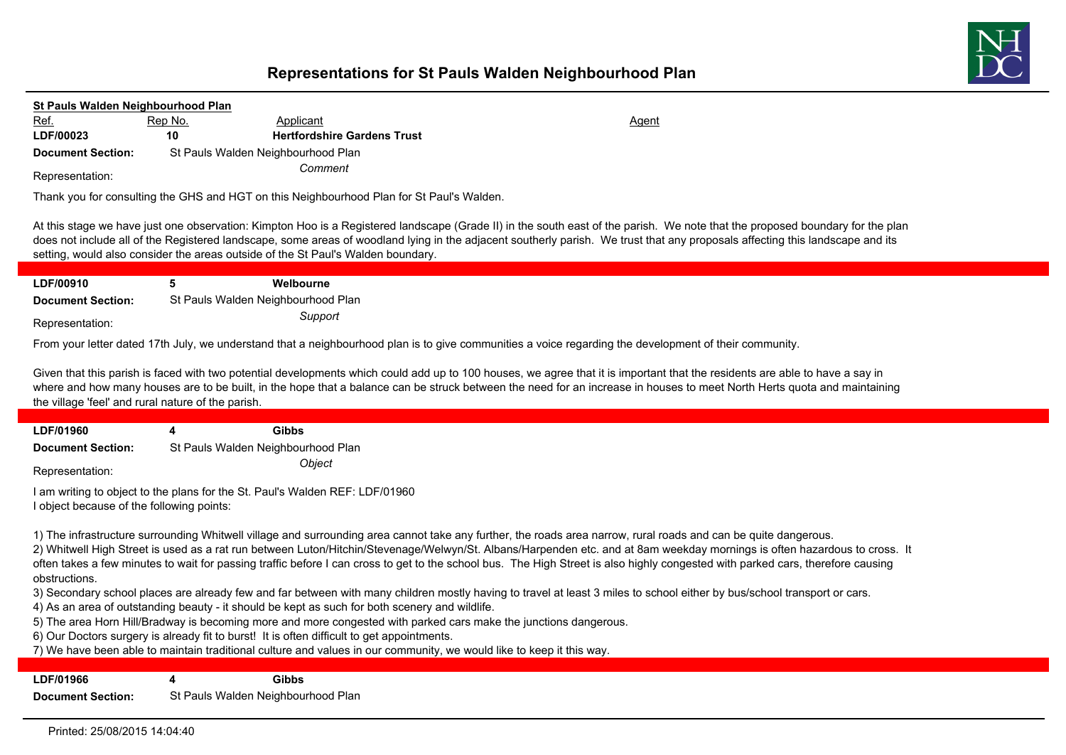# Representations for St Pauls Walden Neighbourhood Plan

**St Pauls Walden Neighbourhood Plan**

| Ref. | Rep No. | Applicant | Agent |
|---|---|---|---|
| **LDF/00023** | **10** | **Hertfordshire Gardens Trust** | |

**Document Section:** St Pauls Walden Neighbourhood Plan

Representation: *Comment*

Thank you for consulting the GHS and HGT on this Neighbourhood Plan for St Paul's Walden.

At this stage we have just one observation: Kimpton Hoo is a Registered landscape (Grade II) in the south east of the parish. We note that the proposed boundary for the plan does not include all of the Registered landscape, some areas of woodland lying in the adjacent southerly parish. We trust that any proposals affecting this landscape and its setting, would also consider the areas outside of the St Paul's Walden boundary.

---

| | | |
|---|---|---|
| **LDF/00910** | **5** | **Welbourne** |

**Document Section:** St Pauls Walden Neighbourhood Plan

Representation: *Support*

From your letter dated 17th July, we understand that a neighbourhood plan is to give communities a voice regarding the development of their community.

Given that this parish is faced with two potential developments which could add up to 100 houses, we agree that it is important that the residents are able to have a say in where and how many houses are to be built, in the hope that a balance can be struck between the need for an increase in houses to meet North Herts quota and maintaining the village 'feel' and rural nature of the parish.

---

| | | |
|---|---|---|
| **LDF/01960** | **4** | **Gibbs** |

**Document Section:** St Pauls Walden Neighbourhood Plan

Representation: *Object*

I am writing to object to the plans for the St. Paul's Walden REF: LDF/01960
I object because of the following points:

1) The infrastructure surrounding Whitwell village and surrounding area cannot take any further, the roads area narrow, rural roads and can be quite dangerous.
2) Whitwell High Street is used as a rat run between Luton/Hitchin/Stevenage/Welwyn/St. Albans/Harpenden etc. and at 8am weekday mornings is often hazardous to cross. It often takes a few minutes to wait for passing traffic before I can cross to get to the school bus. The High Street is also highly congested with parked cars, therefore causing obstructions.
3) Secondary school places are already few and far between with many children mostly having to travel at least 3 miles to school either by bus/school transport or cars.
4) As an area of outstanding beauty - it should be kept as such for both scenery and wildlife.
5) The area Horn Hill/Bradway is becoming more and more congested with parked cars make the junctions dangerous.
6) Our Doctors surgery is already fit to burst! It is often difficult to get appointments.
7) We have been able to maintain traditional culture and values in our community, we would like to keep it this way.

---

| | | |
|---|---|---|
| **LDF/01966** | **4** | **Gibbs** |

**Document Section:** St Pauls Walden Neighbourhood Plan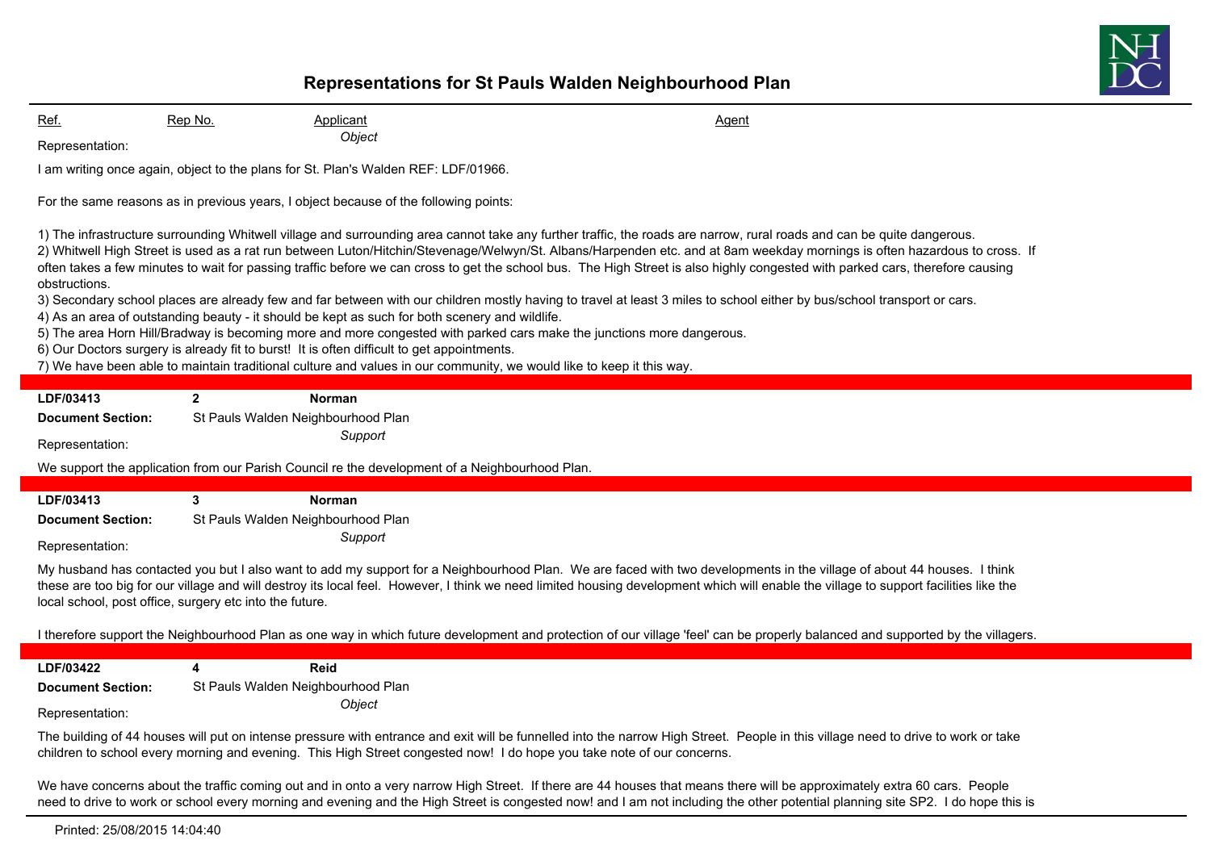# Representations for St Pauls Walden Neighbourhood Plan

| Ref. | Rep No. | Applicant | Agent |
|---|---|---|---|

Representation: *Object*

I am writing once again, object to the plans for St. Plan's Walden REF: LDF/01966.

For the same reasons as in previous years, I object because of the following points:

1) The infrastructure surrounding Whitwell village and surrounding area cannot take any further traffic, the roads are narrow, rural roads and can be quite dangerous.
2) Whitwell High Street is used as a rat run between Luton/Hitchin/Stevenage/Welwyn/St. Albans/Harpenden etc. and at 8am weekday mornings is often hazardous to cross. If often takes a few minutes to wait for passing traffic before we can cross to get the school bus. The High Street is also highly congested with parked cars, therefore causing obstructions.
3) Secondary school places are already few and far between with our children mostly having to travel at least 3 miles to school either by bus/school transport or cars.
4) As an area of outstanding beauty - it should be kept as such for both scenery and wildlife.
5) The area Horn Hill/Bradway is becoming more and more congested with parked cars make the junctions more dangerous.
6) Our Doctors surgery is already fit to burst! It is often difficult to get appointments.
7) We have been able to maintain traditional culture and values in our community, we would like to keep it this way.

---

**LDF/03413** | **2** | **Norman**

**Document Section:** St Pauls Walden Neighbourhood Plan

Representation: *Support*

We support the application from our Parish Council re the development of a Neighbourhood Plan.

---

**LDF/03413** | **3** | **Norman**

**Document Section:** St Pauls Walden Neighbourhood Plan

Representation: *Support*

My husband has contacted you but I also want to add my support for a Neighbourhood Plan. We are faced with two developments in the village of about 44 houses. I think these are too big for our village and will destroy its local feel. However, I think we need limited housing development which will enable the village to support facilities like the local school, post office, surgery etc into the future.

I therefore support the Neighbourhood Plan as one way in which future development and protection of our village 'feel' can be properly balanced and supported by the villagers.

---

**LDF/03422** | **4** | **Reid**

**Document Section:** St Pauls Walden Neighbourhood Plan

Representation: *Object*

The building of 44 houses will put on intense pressure with entrance and exit will be funnelled into the narrow High Street. People in this village need to drive to work or take children to school every morning and evening. This High Street congested now! I do hope you take note of our concerns.

We have concerns about the traffic coming out and in onto a very narrow High Street. If there are 44 houses that means there will be approximately extra 60 cars. People need to drive to work or school every morning and evening and the High Street is congested now! and I am not including the other potential planning site SP2. I do hope this is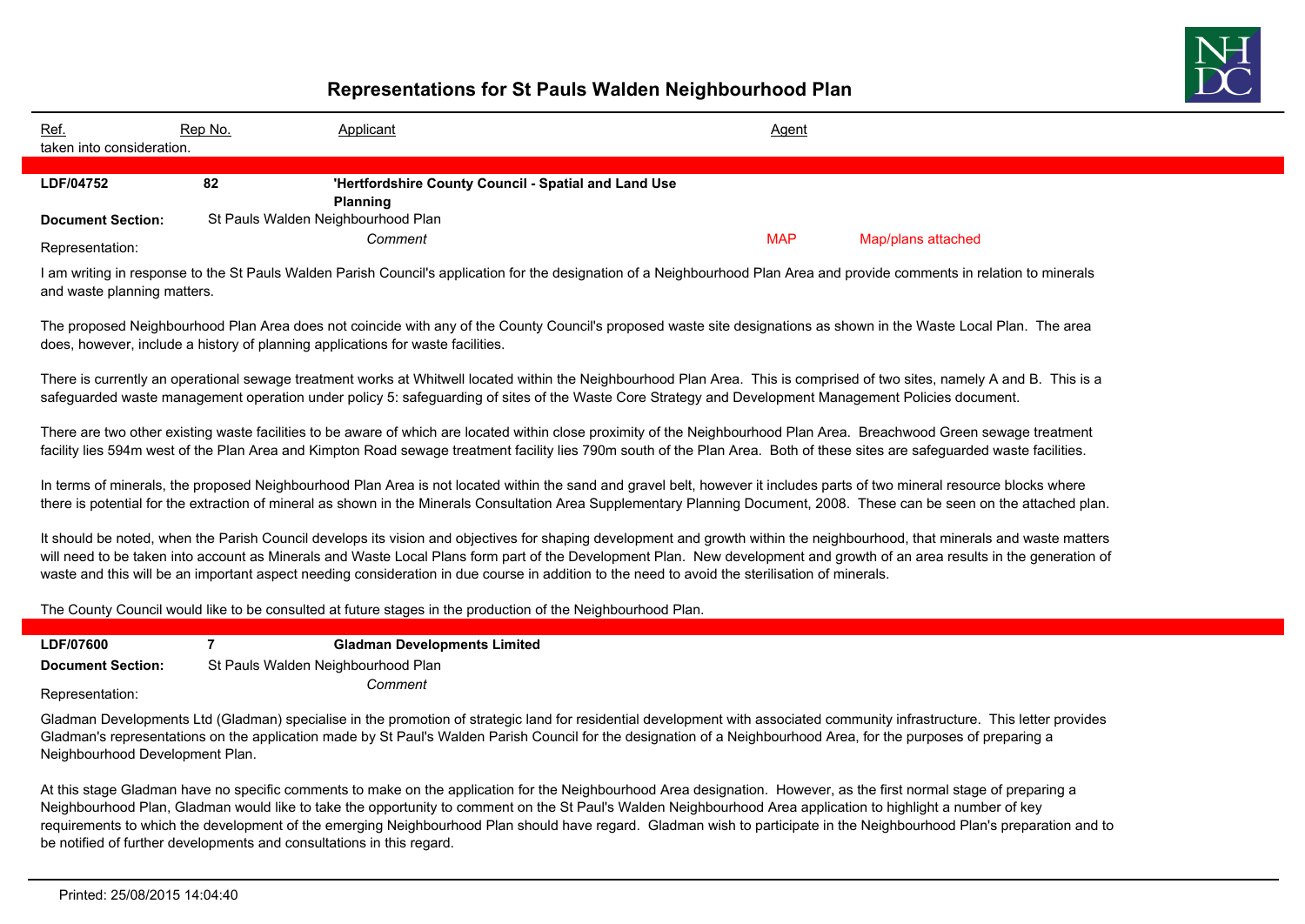| Ref. | Rep No. | Applicant | Agent |
|---|---|---|---|

taken into consideration.

---

| **LDF/04752** | **82** | **'Hertfordshire County Council - Spatial and Land Use Planning** | | |
|---|---|---|---|---|
| **Document Section:** | St Pauls Walden Neighbourhood Plan | | | |
| Representation: | | *Comment* | MAP | Map/plans attached |

I am writing in response to the St Pauls Walden Parish Council's application for the designation of a Neighbourhood Plan Area and provide comments in relation to minerals and waste planning matters.

The proposed Neighbourhood Plan Area does not coincide with any of the County Council's proposed waste site designations as shown in the Waste Local Plan. The area does, however, include a history of planning applications for waste facilities.

There is currently an operational sewage treatment works at Whitwell located within the Neighbourhood Plan Area. This is comprised of two sites, namely A and B. This is a safeguarded waste management operation under policy 5: safeguarding of sites of the Waste Core Strategy and Development Management Policies document.

There are two other existing waste facilities to be aware of which are located within close proximity of the Neighbourhood Plan Area. Breachwood Green sewage treatment facility lies 594m west of the Plan Area and Kimpton Road sewage treatment facility lies 790m south of the Plan Area. Both of these sites are safeguarded waste facilities.

In terms of minerals, the proposed Neighbourhood Plan Area is not located within the sand and gravel belt, however it includes parts of two mineral resource blocks where there is potential for the extraction of mineral as shown in the Minerals Consultation Area Supplementary Planning Document, 2008. These can be seen on the attached plan.

It should be noted, when the Parish Council develops its vision and objectives for shaping development and growth within the neighbourhood, that minerals and waste matters will need to be taken into account as Minerals and Waste Local Plans form part of the Development Plan. New development and growth of an area results in the generation of waste and this will be an important aspect needing consideration in due course in addition to the need to avoid the sterilisation of minerals.

The County Council would like to be consulted at future stages in the production of the Neighbourhood Plan.

---

| **LDF/07600** | **7** | **Gladman Developments Limited** |
|---|---|---|
| **Document Section:** | St Pauls Walden Neighbourhood Plan | |
| Representation: | | *Comment* |

Gladman Developments Ltd (Gladman) specialise in the promotion of strategic land for residential development with associated community infrastructure. This letter provides Gladman's representations on the application made by St Paul's Walden Parish Council for the designation of a Neighbourhood Area, for the purposes of preparing a Neighbourhood Development Plan.

At this stage Gladman have no specific comments to make on the application for the Neighbourhood Area designation. However, as the first normal stage of preparing a Neighbourhood Plan, Gladman would like to take the opportunity to comment on the St Paul's Walden Neighbourhood Area application to highlight a number of key requirements to which the development of the emerging Neighbourhood Plan should have regard. Gladman wish to participate in the Neighbourhood Plan's preparation and to be notified of further developments and consultations in this regard.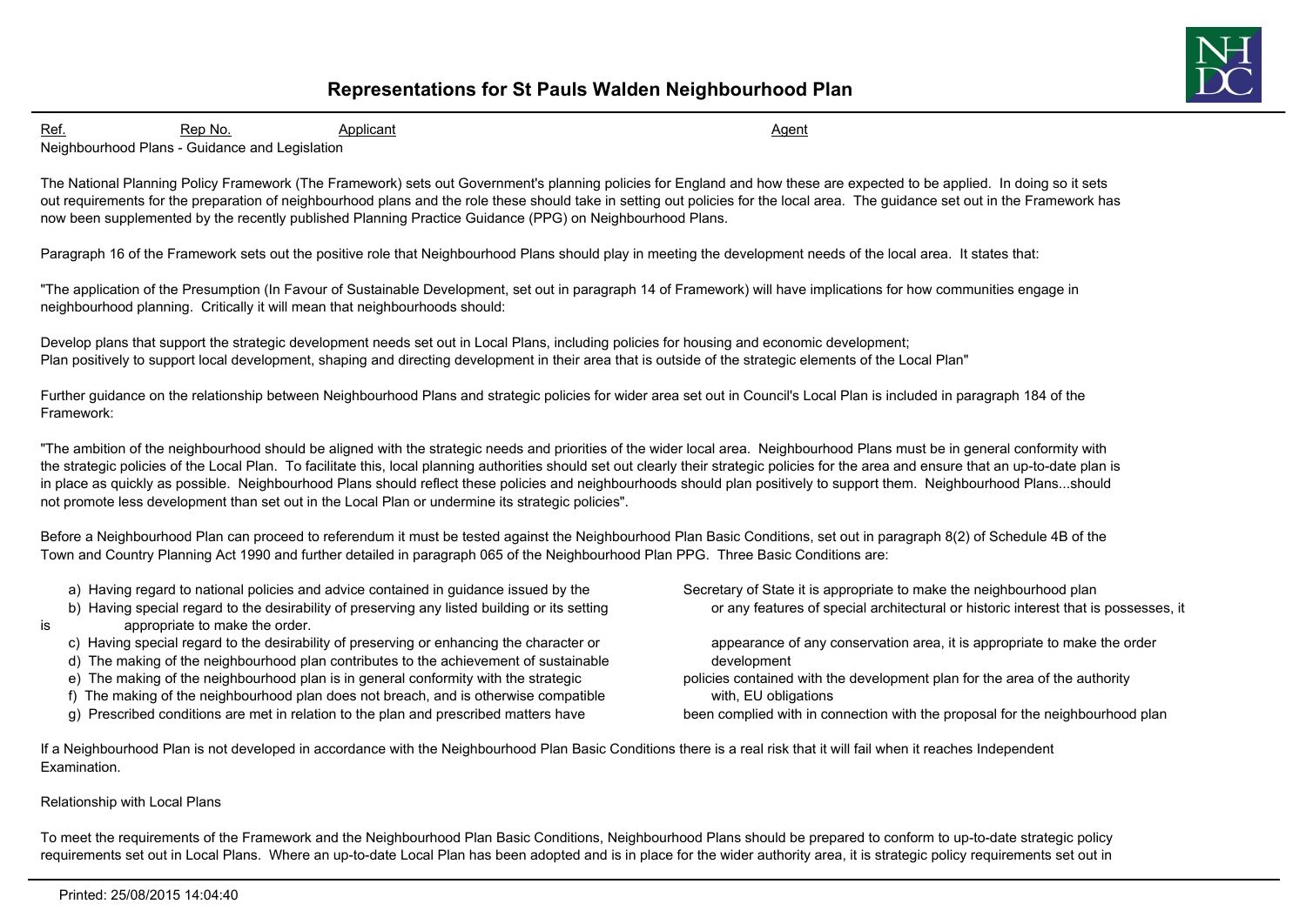# Representations for St Pauls Walden Neighbourhood Plan

| Ref. | Rep No. | Applicant | Agent |
|---|---|---|---|

Neighbourhood Plans - Guidance and Legislation

The National Planning Policy Framework (The Framework) sets out Government's planning policies for England and how these are expected to be applied. In doing so it sets out requirements for the preparation of neighbourhood plans and the role these should take in setting out policies for the local area. The guidance set out in the Framework has now been supplemented by the recently published Planning Practice Guidance (PPG) on Neighbourhood Plans.

Paragraph 16 of the Framework sets out the positive role that Neighbourhood Plans should play in meeting the development needs of the local area. It states that:

"The application of the Presumption (In Favour of Sustainable Development, set out in paragraph 14 of Framework) will have implications for how communities engage in neighbourhood planning. Critically it will mean that neighbourhoods should:

Develop plans that support the strategic development needs set out in Local Plans, including policies for housing and economic development;
Plan positively to support local development, shaping and directing development in their area that is outside of the strategic elements of the Local Plan"

Further guidance on the relationship between Neighbourhood Plans and strategic policies for wider area set out in Council's Local Plan is included in paragraph 184 of the Framework:

"The ambition of the neighbourhood should be aligned with the strategic needs and priorities of the wider local area. Neighbourhood Plans must be in general conformity with the strategic policies of the Local Plan. To facilitate this, local planning authorities should set out clearly their strategic policies for the area and ensure that an up-to-date plan is in place as quickly as possible. Neighbourhood Plans should reflect these policies and neighbourhoods should plan positively to support them. Neighbourhood Plans...should not promote less development than set out in the Local Plan or undermine its strategic policies".

Before a Neighbourhood Plan can proceed to referendum it must be tested against the Neighbourhood Plan Basic Conditions, set out in paragraph 8(2) of Schedule 4B of the Town and Country Planning Act 1990 and further detailed in paragraph 065 of the Neighbourhood Plan PPG. Three Basic Conditions are:

a) Having regard to national policies and advice contained in guidance issued by the Secretary of State it is appropriate to make the neighbourhood plan
b) Having special regard to the desirability of preserving any listed building or its setting or any features of special architectural or historic interest that is possesses, it is appropriate to make the order.
c) Having special regard to the desirability of preserving or enhancing the character or appearance of any conservation area, it is appropriate to make the order
d) The making of the neighbourhood plan contributes to the achievement of sustainable development
e) The making of the neighbourhood plan is in general conformity with the strategic policies contained with the development plan for the area of the authority
f) The making of the neighbourhood plan does not breach, and is otherwise compatible with, EU obligations
g) Prescribed conditions are met in relation to the plan and prescribed matters have been complied with in connection with the proposal for the neighbourhood plan

If a Neighbourhood Plan is not developed in accordance with the Neighbourhood Plan Basic Conditions there is a real risk that it will fail when it reaches Independent Examination.

Relationship with Local Plans

To meet the requirements of the Framework and the Neighbourhood Plan Basic Conditions, Neighbourhood Plans should be prepared to conform to up-to-date strategic policy requirements set out in Local Plans. Where an up-to-date Local Plan has been adopted and is in place for the wider authority area, it is strategic policy requirements set out in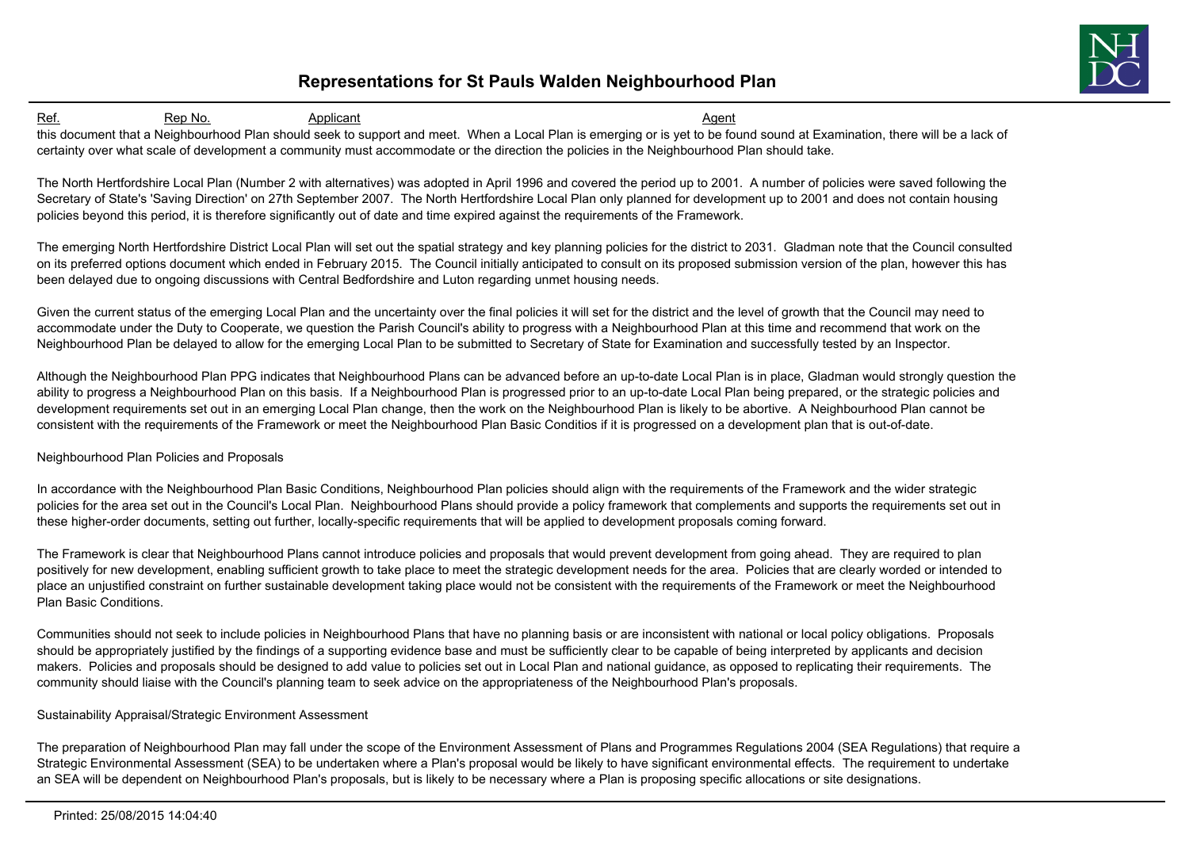this document that a Neighbourhood Plan should seek to support and meet. When a Local Plan is emerging or is yet to be found sound at Examination, there will be a lack of certainty over what scale of development a community must accommodate or the direction the policies in the Neighbourhood Plan should take.

The North Hertfordshire Local Plan (Number 2 with alternatives) was adopted in April 1996 and covered the period up to 2001. A number of policies were saved following the Secretary of State's 'Saving Direction' on 27th September 2007. The North Hertfordshire Local Plan only planned for development up to 2001 and does not contain housing policies beyond this period, it is therefore significantly out of date and time expired against the requirements of the Framework.

The emerging North Hertfordshire District Local Plan will set out the spatial strategy and key planning policies for the district to 2031. Gladman note that the Council consulted on its preferred options document which ended in February 2015. The Council initially anticipated to consult on its proposed submission version of the plan, however this has been delayed due to ongoing discussions with Central Bedfordshire and Luton regarding unmet housing needs.

Given the current status of the emerging Local Plan and the uncertainty over the final policies it will set for the district and the level of growth that the Council may need to accommodate under the Duty to Cooperate, we question the Parish Council's ability to progress with a Neighbourhood Plan at this time and recommend that work on the Neighbourhood Plan be delayed to allow for the emerging Local Plan to be submitted to Secretary of State for Examination and successfully tested by an Inspector.

Although the Neighbourhood Plan PPG indicates that Neighbourhood Plans can be advanced before an up-to-date Local Plan is in place, Gladman would strongly question the ability to progress a Neighbourhood Plan on this basis. If a Neighbourhood Plan is progressed prior to an up-to-date Local Plan being prepared, or the strategic policies and development requirements set out in an emerging Local Plan change, then the work on the Neighbourhood Plan is likely to be abortive. A Neighbourhood Plan cannot be consistent with the requirements of the Framework or meet the Neighbourhood Plan Basic Conditios if it is progressed on a development plan that is out-of-date.

Neighbourhood Plan Policies and Proposals

In accordance with the Neighbourhood Plan Basic Conditions, Neighbourhood Plan policies should align with the requirements of the Framework and the wider strategic policies for the area set out in the Council's Local Plan. Neighbourhood Plans should provide a policy framework that complements and supports the requirements set out in these higher-order documents, setting out further, locally-specific requirements that will be applied to development proposals coming forward.

The Framework is clear that Neighbourhood Plans cannot introduce policies and proposals that would prevent development from going ahead. They are required to plan positively for new development, enabling sufficient growth to take place to meet the strategic development needs for the area. Policies that are clearly worded or intended to place an unjustified constraint on further sustainable development taking place would not be consistent with the requirements of the Framework or meet the Neighbourhood Plan Basic Conditions.

Communities should not seek to include policies in Neighbourhood Plans that have no planning basis or are inconsistent with national or local policy obligations. Proposals should be appropriately justified by the findings of a supporting evidence base and must be sufficiently clear to be capable of being interpreted by applicants and decision makers. Policies and proposals should be designed to add value to policies set out in Local Plan and national guidance, as opposed to replicating their requirements. The community should liaise with the Council's planning team to seek advice on the appropriateness of the Neighbourhood Plan's proposals.

Sustainability Appraisal/Strategic Environment Assessment

The preparation of Neighbourhood Plan may fall under the scope of the Environment Assessment of Plans and Programmes Regulations 2004 (SEA Regulations) that require a Strategic Environmental Assessment (SEA) to be undertaken where a Plan's proposal would be likely to have significant environmental effects. The requirement to undertake an SEA will be dependent on Neighbourhood Plan's proposals, but is likely to be necessary where a Plan is proposing specific allocations or site designations.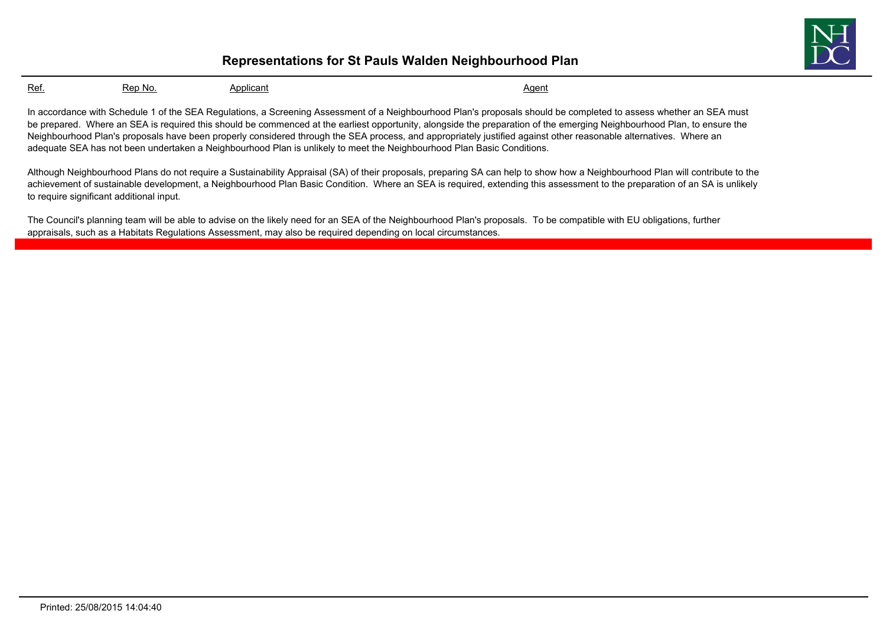## Representations for St Pauls Walden Neighbourhood Plan

| Ref. | Rep No. | Applicant | Agent |
|---|---|---|---|

In accordance with Schedule 1 of the SEA Regulations, a Screening Assessment of a Neighbourhood Plan's proposals should be completed to assess whether an SEA must be prepared. Where an SEA is required this should be commenced at the earliest opportunity, alongside the preparation of the emerging Neighbourhood Plan, to ensure the Neighbourhood Plan's proposals have been properly considered through the SEA process, and appropriately justified against other reasonable alternatives. Where an adequate SEA has not been undertaken a Neighbourhood Plan is unlikely to meet the Neighbourhood Plan Basic Conditions.

Although Neighbourhood Plans do not require a Sustainability Appraisal (SA) of their proposals, preparing SA can help to show how a Neighbourhood Plan will contribute to the achievement of sustainable development, a Neighbourhood Plan Basic Condition. Where an SEA is required, extending this assessment to the preparation of an SA is unlikely to require significant additional input.

The Council's planning team will be able to advise on the likely need for an SEA of the Neighbourhood Plan's proposals. To be compatible with EU obligations, further appraisals, such as a Habitats Regulations Assessment, may also be required depending on local circumstances.